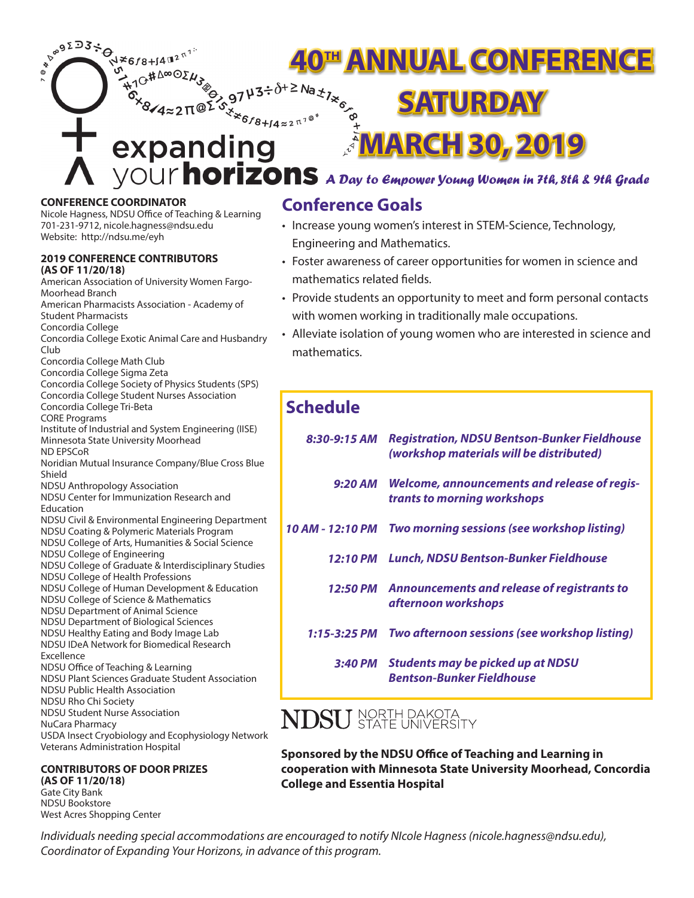# 40TH ANNUAL CONFERENCE

## SATURDAY

## MARCH 30, 2019

**expanding your horizons** *A Day to Empower Young Women in 7th, 8th & 9th Grade*

## Conference Goals

- Increase young women's interest in STEM-Science, Technology, Engineering and Mathematics.
- Foster awareness of career opportunities for women in science and mathematics related fields.
- Provide students an opportunity to meet and form personal contacts with women working in traditionally male occupations.
- Alleviate isolation of young women who are interested in science and mathematics.

## Schedule

| | |
|---|---|
| ***8:30-9:15 AM*** | ***Registration, NDSU Bentson-Bunker Fieldhouse (workshop materials will be distributed)*** |
| ***9:20 AM*** | ***Welcome, announcements and release of registrants to morning workshops*** |
| ***10 AM - 12:10 PM*** | ***Two morning sessions (see workshop listing)*** |
| ***12:10 PM*** | ***Lunch, NDSU Bentson-Bunker Fieldhouse*** |
| ***12:50 PM*** | ***Announcements and release of registrants to afternoon workshops*** |
| ***1:15-3:25 PM*** | ***Two afternoon sessions (see workshop listing)*** |
| ***3:40 PM*** | ***Students may be picked up at NDSU Bentson-Bunker Fieldhouse*** |

NDSU NORTH DAKOTA STATE UNIVERSITY

**Sponsored by the NDSU Office of Teaching and Learning in cooperation with Minnesota State University Moorhead, Concordia College and Essentia Hospital**

**CONFERENCE COORDINATOR**
Nicole Hagness, NDSU Office of Teaching & Learning
701-231-9712, nicole.hagness@ndsu.edu
Website: http://ndsu.me/eyh

**2019 CONFERENCE CONTRIBUTORS (AS OF 11/20/18)**

American Association of University Women Fargo-Moorhead Branch
American Pharmacists Association - Academy of Student Pharmacists
Concordia College
Concordia College Exotic Animal Care and Husbandry Club
Concordia College Math Club
Concordia College Sigma Zeta
Concordia College Society of Physics Students (SPS)
Concordia College Student Nurses Association
Concordia College Tri-Beta
CORE Programs
Institute of Industrial and System Engineering (IISE)
Minnesota State University Moorhead
ND EPSCoR
Noridian Mutual Insurance Company/Blue Cross Blue Shield
NDSU Anthropology Association
NDSU Center for Immunization Research and Education
NDSU Civil & Environmental Engineering Department
NDSU Coating & Polymeric Materials Program
NDSU College of Arts, Humanities & Social Science
NDSU College of Engineering
NDSU College of Graduate & Interdisciplinary Studies
NDSU College of Health Professions
NDSU College of Human Development & Education
NDSU College of Science & Mathematics
NDSU Department of Animal Science
NDSU Department of Biological Sciences
NDSU Healthy Eating and Body Image Lab
NDSU IDeA Network for Biomedical Research Excellence
NDSU Office of Teaching & Learning
NDSU Plant Sciences Graduate Student Association
NDSU Public Health Association
NDSU Rho Chi Society
NDSU Student Nurse Association
NuCara Pharmacy
USDA Insect Cryobiology and Ecophysiology Network
Veterans Administration Hospital

**CONTRIBUTORS OF DOOR PRIZES (AS OF 11/20/18)**

Gate City Bank
NDSU Bookstore
West Acres Shopping Center

*Individuals needing special accommodations are encouraged to notify NIcole Hagness (nicole.hagness@ndsu.edu), Coordinator of Expanding Your Horizons, in advance of this program.*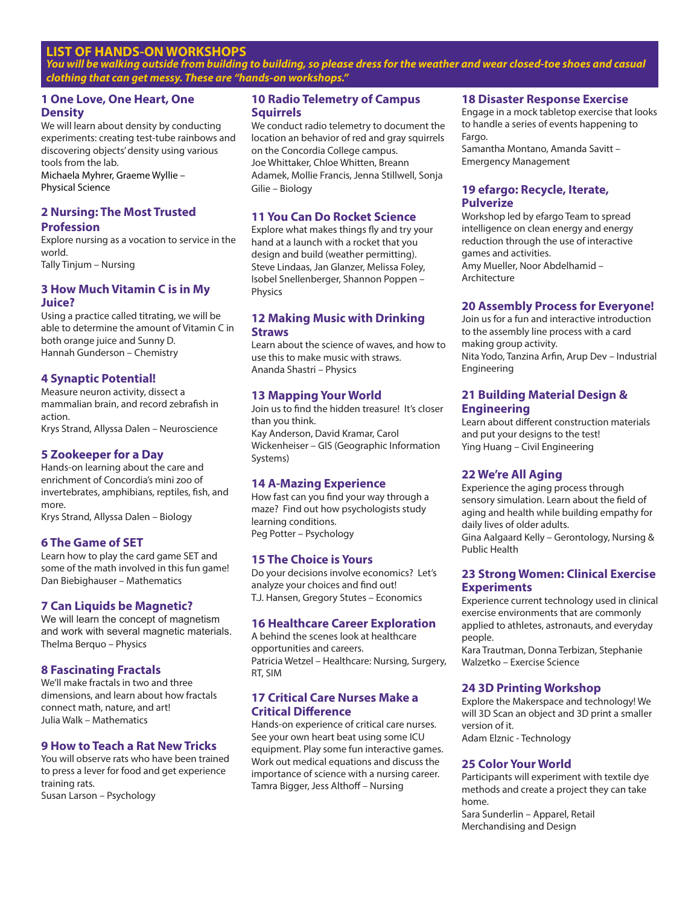## LIST OF HANDS-ON WORKSHOPS

***You will be walking outside from building to building, so please dress for the weather and wear closed-toe shoes and casual clothing that can get messy. These are "hands-on workshops."***

### 1 One Love, One Heart, One Density

We will learn about density by conducting experiments: creating test-tube rainbows and discovering objects' density using various tools from the lab.
Michaela Myhrer, Graeme Wyllie – Physical Science

### 2 Nursing: The Most Trusted Profession

Explore nursing as a vocation to service in the world.
Tally Tinjum – Nursing

### 3 How Much Vitamin C is in My Juice?

Using a practice called titrating, we will be able to determine the amount of Vitamin C in both orange juice and Sunny D.
Hannah Gunderson – Chemistry

### 4 Synaptic Potential!

Measure neuron activity, dissect a mammalian brain, and record zebrafish in action.
Krys Strand, Allyssa Dalen – Neuroscience

### 5 Zookeeper for a Day

Hands-on learning about the care and enrichment of Concordia's mini zoo of invertebrates, amphibians, reptiles, fish, and more.
Krys Strand, Allyssa Dalen – Biology

### 6 The Game of SET

Learn how to play the card game SET and some of the math involved in this fun game!
Dan Biebighauser – Mathematics

### 7 Can Liquids be Magnetic?

We will learn the concept of magnetism and work with several magnetic materials.
Thelma Berquo – Physics

### 8 Fascinating Fractals

We'll make fractals in two and three dimensions, and learn about how fractals connect math, nature, and art!
Julia Walk – Mathematics

### 9 How to Teach a Rat New Tricks

You will observe rats who have been trained to press a lever for food and get experience training rats.
Susan Larson – Psychology

### 10 Radio Telemetry of Campus Squirrels

We conduct radio telemetry to document the location an behavior of red and gray squirrels on the Concordia College campus.
Joe Whittaker, Chloe Whitten, Breann Adamek, Mollie Francis, Jenna Stillwell, Sonja Gilie – Biology

### 11 You Can Do Rocket Science

Explore what makes things fly and try your hand at a launch with a rocket that you design and build (weather permitting).
Steve Lindaas, Jan Glanzer, Melissa Foley, Isobel Snellenberger, Shannon Poppen – Physics

### 12 Making Music with Drinking Straws

Learn about the science of waves, and how to use this to make music with straws.
Ananda Shastri – Physics

### 13 Mapping Your World

Join us to find the hidden treasure! It's closer than you think.
Kay Anderson, David Kramar, Carol Wickenheiser – GIS (Geographic Information Systems)

### 14 A-Mazing Experience

How fast can you find your way through a maze? Find out how psychologists study learning conditions.
Peg Potter – Psychology

### 15 The Choice is Yours

Do your decisions involve economics? Let's analyze your choices and find out!
T.J. Hansen, Gregory Stutes – Economics

### 16 Healthcare Career Exploration

A behind the scenes look at healthcare opportunities and careers.
Patricia Wetzel – Healthcare: Nursing, Surgery, RT, SIM

### 17 Critical Care Nurses Make a Critical Difference

Hands-on experience of critical care nurses. See your own heart beat using some ICU equipment. Play some fun interactive games. Work out medical equations and discuss the importance of science with a nursing career.
Tamra Bigger, Jess Althoff – Nursing

### 18 Disaster Response Exercise

Engage in a mock tabletop exercise that looks to handle a series of events happening to Fargo.
Samantha Montano, Amanda Savitt – Emergency Management

### 19 efargo: Recycle, Iterate, Pulverize

Workshop led by efargo Team to spread intelligence on clean energy and energy reduction through the use of interactive games and activities.
Amy Mueller, Noor Abdelhamid – Architecture

### 20 Assembly Process for Everyone!

Join us for a fun and interactive introduction to the assembly line process with a card making group activity.
Nita Yodo, Tanzina Arfin, Arup Dev – Industrial Engineering

### 21 Building Material Design & Engineering

Learn about different construction materials and put your designs to the test!
Ying Huang – Civil Engineering

### 22 We're All Aging

Experience the aging process through sensory simulation. Learn about the field of aging and health while building empathy for daily lives of older adults.
Gina Aalgaard Kelly – Gerontology, Nursing & Public Health

### 23 Strong Women: Clinical Exercise Experiments

Experience current technology used in clinical exercise environments that are commonly applied to athletes, astronauts, and everyday people.
Kara Trautman, Donna Terbizan, Stephanie Walzetko – Exercise Science

### 24 3D Printing Workshop

Explore the Makerspace and technology! We will 3D Scan an object and 3D print a smaller version of it.
Adam Elznic - Technology

### 25 Color Your World

Participants will experiment with textile dye methods and create a project they can take home.
Sara Sunderlin – Apparel, Retail Merchandising and Design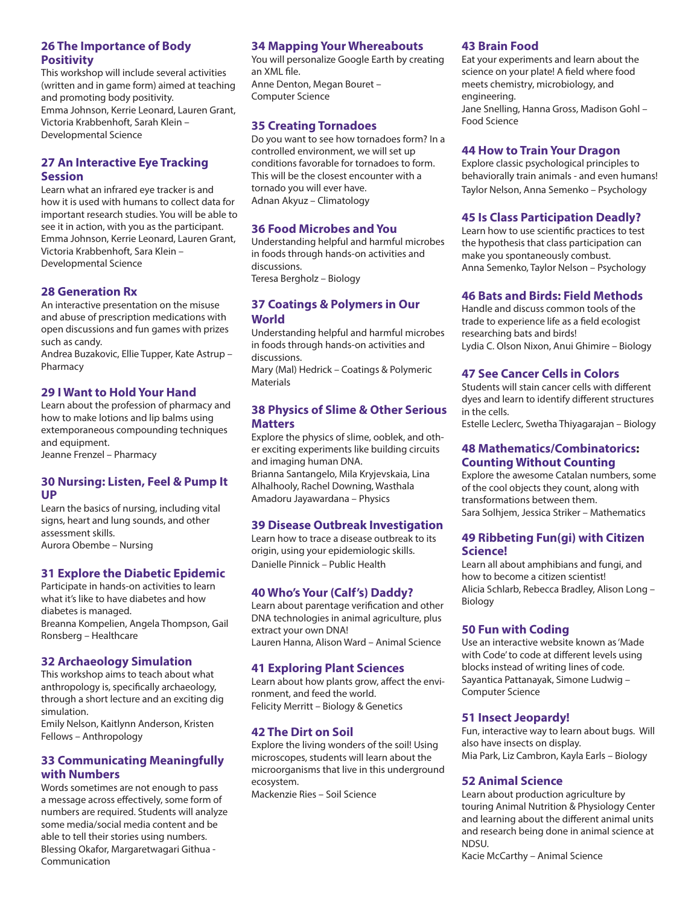### 26 The Importance of Body Positivity

This workshop will include several activities (written and in game form) aimed at teaching and promoting body positivity.
Emma Johnson, Kerrie Leonard, Lauren Grant, Victoria Krabbenhoft, Sarah Klein – Developmental Science

### 27 An Interactive Eye Tracking Session

Learn what an infrared eye tracker is and how it is used with humans to collect data for important research studies. You will be able to see it in action, with you as the participant.
Emma Johnson, Kerrie Leonard, Lauren Grant, Victoria Krabbenhoft, Sara Klein – Developmental Science

### 28 Generation Rx

An interactive presentation on the misuse and abuse of prescription medications with open discussions and fun games with prizes such as candy.
Andrea Buzakovic, Ellie Tupper, Kate Astrup – Pharmacy

### 29 I Want to Hold Your Hand

Learn about the profession of pharmacy and how to make lotions and lip balms using extemporaneous compounding techniques and equipment.
Jeanne Frenzel – Pharmacy

### 30 Nursing: Listen, Feel & Pump It UP

Learn the basics of nursing, including vital signs, heart and lung sounds, and other assessment skills.
Aurora Obembe – Nursing

### 31 Explore the Diabetic Epidemic

Participate in hands-on activities to learn what it's like to have diabetes and how diabetes is managed.
Breanna Kompelien, Angela Thompson, Gail Ronsberg – Healthcare

### 32 Archaeology Simulation

This workshop aims to teach about what anthropology is, specifically archaeology, through a short lecture and an exciting dig simulation.
Emily Nelson, Kaitlynn Anderson, Kristen Fellows – Anthropology

### 33 Communicating Meaningfully with Numbers

Words sometimes are not enough to pass a message across effectively, some form of numbers are required. Students will analyze some media/social media content and be able to tell their stories using numbers.
Blessing Okafor, Margaretwagari Githua - Communication

### 34 Mapping Your Whereabouts

You will personalize Google Earth by creating an XML file.
Anne Denton, Megan Bouret – Computer Science

### 35 Creating Tornadoes

Do you want to see how tornadoes form? In a controlled environment, we will set up conditions favorable for tornadoes to form. This will be the closest encounter with a tornado you will ever have.
Adnan Akyuz – Climatology

### 36 Food Microbes and You

Understanding helpful and harmful microbes in foods through hands-on activities and discussions.
Teresa Bergholz – Biology

### 37 Coatings & Polymers in Our World

Understanding helpful and harmful microbes in foods through hands-on activities and discussions.
Mary (Mal) Hedrick – Coatings & Polymeric Materials

### 38 Physics of Slime & Other Serious Matters

Explore the physics of slime, ooblek, and other exciting experiments like building circuits and imaging human DNA.
Brianna Santangelo, Mila Kryjevskaia, Lina Alhalhooly, Rachel Downing, Wasthala Amadoru Jayawardana – Physics

### 39 Disease Outbreak Investigation

Learn how to trace a disease outbreak to its origin, using your epidemiologic skills.
Danielle Pinnick – Public Health

### 40 Who's Your (Calf's) Daddy?

Learn about parentage verification and other DNA technologies in animal agriculture, plus extract your own DNA!
Lauren Hanna, Alison Ward – Animal Science

### 41 Exploring Plant Sciences

Learn about how plants grow, affect the environment, and feed the world.
Felicity Merritt – Biology & Genetics

### 42 The Dirt on Soil

Explore the living wonders of the soil! Using microscopes, students will learn about the microorganisms that live in this underground ecosystem.
Mackenzie Ries – Soil Science

### 43 Brain Food

Eat your experiments and learn about the science on your plate! A field where food meets chemistry, microbiology, and engineering.
Jane Snelling, Hanna Gross, Madison Gohl – Food Science

### 44 How to Train Your Dragon

Explore classic psychological principles to behaviorally train animals - and even humans!
Taylor Nelson, Anna Semenko – Psychology

### 45 Is Class Participation Deadly?

Learn how to use scientific practices to test the hypothesis that class participation can make you spontaneously combust.
Anna Semenko, Taylor Nelson – Psychology

### 46 Bats and Birds: Field Methods

Handle and discuss common tools of the trade to experience life as a field ecologist researching bats and birds!
Lydia C. Olson Nixon, Anui Ghimire – Biology

### 47 See Cancer Cells in Colors

Students will stain cancer cells with different dyes and learn to identify different structures in the cells.
Estelle Leclerc, Swetha Thiyagarajan – Biology

### 48 Mathematics/Combinatorics: Counting Without Counting

Explore the awesome Catalan numbers, some of the cool objects they count, along with transformations between them.
Sara Solhjem, Jessica Striker – Mathematics

### 49 Ribbeting Fun(gi) with Citizen Science!

Learn all about amphibians and fungi, and how to become a citizen scientist!
Alicia Schlarb, Rebecca Bradley, Alison Long – Biology

### 50 Fun with Coding

Use an interactive website known as 'Made with Code' to code at different levels using blocks instead of writing lines of code.
Sayantica Pattanayak, Simone Ludwig – Computer Science

### 51 Insect Jeopardy!

Fun, interactive way to learn about bugs. Will also have insects on display.
Mia Park, Liz Cambron, Kayla Earls – Biology

### 52 Animal Science

Learn about production agriculture by touring Animal Nutrition & Physiology Center and learning about the different animal units and research being done in animal science at NDSU.
Kacie McCarthy – Animal Science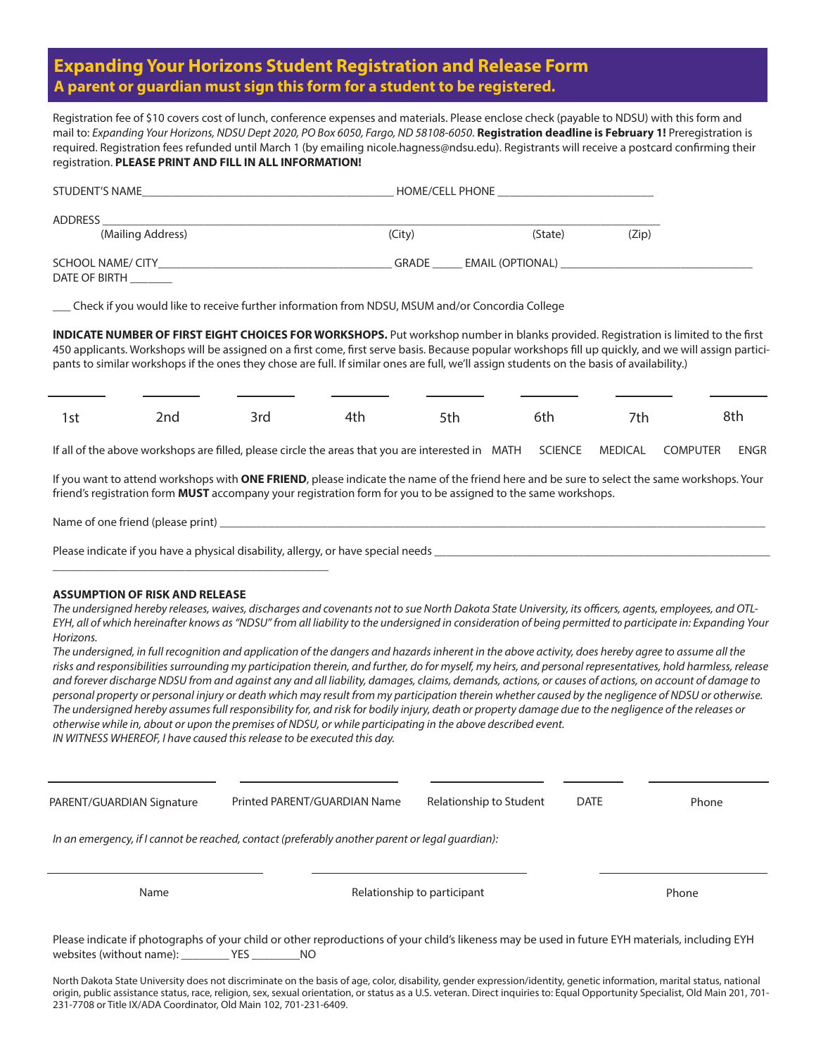# Expanding Your Horizons Student Registration and Release Form

**A parent or guardian must sign this form for a student to be registered.**

Registration fee of $10 covers cost of lunch, conference expenses and materials. Please enclose check (payable to NDSU) with this form and mail to: *Expanding Your Horizons, NDSU Dept 2020, PO Box 6050, Fargo, ND 58108-6050.* **Registration deadline is February 1!** Preregistration is required. Registration fees refunded until March 1 (by emailing nicole.hagness@ndsu.edu). Registrants will receive a postcard confirming their registration. **PLEASE PRINT AND FILL IN ALL INFORMATION!**

STUDENT'S NAME__________________________________________ HOME/CELL PHONE __________________________

ADDRESS ________________________________________________________________________________________
(Mailing Address) (City) (State) (Zip)

SCHOOL NAME/ CITY_______________________________________ GRADE _____ EMAIL (OPTIONAL) _______________________________
DATE OF BIRTH _______

___ Check if you would like to receive further information from NDSU, MSUM and/or Concordia College

**INDICATE NUMBER OF FIRST EIGHT CHOICES FOR WORKSHOPS.** Put workshop number in blanks provided. Registration is limited to the first 450 applicants. Workshops will be assigned on a first come, first serve basis. Because popular workshops fill up quickly, and we will assign participants to similar workshops if the ones they chose are full. If similar ones are full, we'll assign students on the basis of availability.)

| | | | | | | | |
|---|---|---|---|---|---|---|---|
| ________ | ________ | ________ | ________ | ________ | ________ | ________ | ________ |
| 1st | 2nd | 3rd | 4th | 5th | 6th | 7th | 8th |

If all of the above workshops are filled, please circle the areas that you are interested in MATH SCIENCE MEDICAL COMPUTER ENGR

If you want to attend workshops with **ONE FRIEND**, please indicate the name of the friend here and be sure to select the same workshops. Your friend's registration form **MUST** accompany your registration form for you to be assigned to the same workshops.

Name of one friend (please print) ____________________________________________________________________________________________

Please indicate if you have a physical disability, allergy, or have special needs _________________________________________________________
_______________________________________________

**ASSUMPTION OF RISK AND RELEASE**

*The undersigned hereby releases, waives, discharges and covenants not to sue North Dakota State University, its officers, agents, employees, and OTL-EYH, all of which hereinafter knows as "NDSU" from all liability to the undersigned in consideration of being permitted to participate in: Expanding Your Horizons.*

*The undersigned, in full recognition and application of the dangers and hazards inherent in the above activity, does hereby agree to assume all the risks and responsibilities surrounding my participation therein, and further, do for myself, my heirs, and personal representatives, hold harmless, release and forever discharge NDSU from and against any and all liability, damages, claims, demands, actions, or causes of actions, on account of damage to personal property or personal injury or death which may result from my participation therein whether caused by the negligence of NDSU or otherwise. The undersigned hereby assumes full responsibility for, and risk for bodily injury, death or property damage due to the negligence of the releases or otherwise while in, about or upon the premises of NDSU, or while participating in the above described event.*

*IN WITNESS WHEREOF, I have caused this release to be executed this day.*

| | | | | |
|---|---|---|---|---|
| ____________________ | ____________________ | ____________________ | __________ | ____________________ |
| PARENT/GUARDIAN Signature | Printed PARENT/GUARDIAN Name | Relationship to Student | DATE | Phone |

*In an emergency, if I cannot be reached, contact (preferably another parent or legal guardian):*

| | | |
|---|---|---|
| ____________________ | ____________________ | ____________________ |
| Name | Relationship to participant | Phone |

Please indicate if photographs of your child or other reproductions of your child's likeness may be used in future EYH materials, including EYH websites (without name): ________ YES ________NO

North Dakota State University does not discriminate on the basis of age, color, disability, gender expression/identity, genetic information, marital status, national origin, public assistance status, race, religion, sex, sexual orientation, or status as a U.S. veteran. Direct inquiries to: Equal Opportunity Specialist, Old Main 201, 701-231-7708 or Title IX/ADA Coordinator, Old Main 102, 701-231-6409.